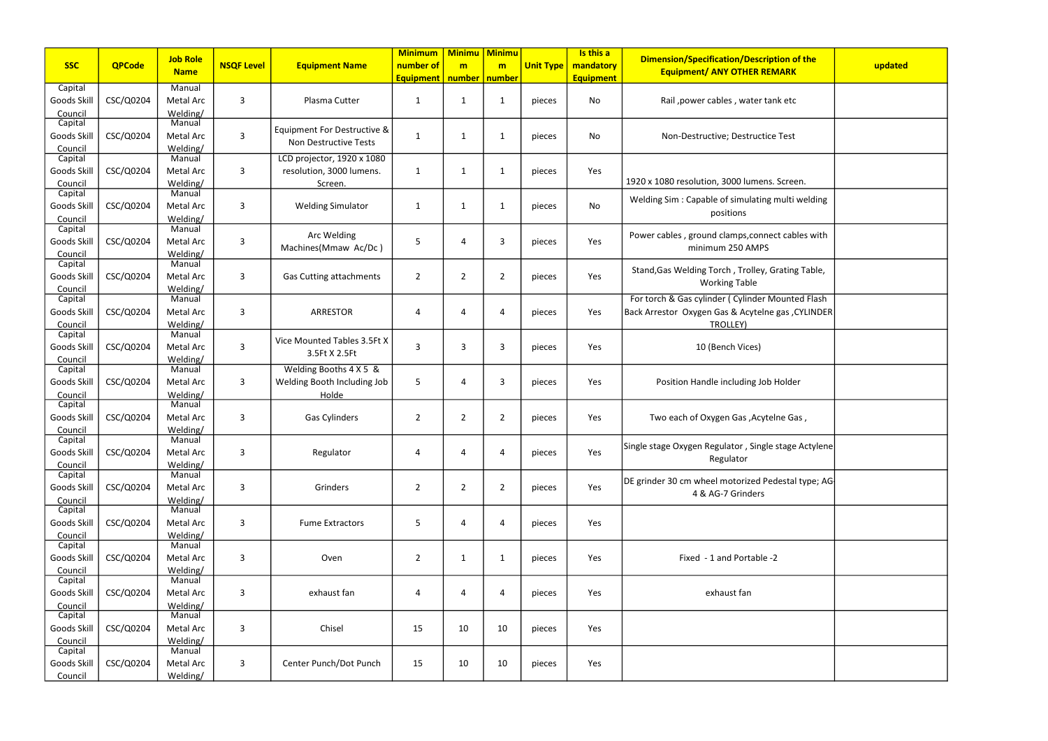| SSC | QPCode | Job Role Name | NSQF Level | Equipment Name | Minimum number of Equipment | Minimum number | Minimum number | Unit Type | Is this a mandatory Equipment | Dimension/Specification/Description of the Equipment/ ANY OTHER REMARK | updated |
|---|---|---|---|---|---|---|---|---|---|---|---|
| Capital Goods Skill Council | CSC/Q0204 | Manual Metal Arc Welding/ | 3 | Plasma Cutter | 1 | 1 | 1 | pieces | No | Rail ,power cables , water tank etc | |
| Capital Goods Skill Council | CSC/Q0204 | Manual Metal Arc Welding/ | 3 | Equipment For Destructive & Non Destructive Tests | 1 | 1 | 1 | pieces | No | Non-Destructive; Destructice Test | |
| Capital Goods Skill Council | CSC/Q0204 | Manual Metal Arc Welding/ | 3 | LCD projector, 1920 x 1080 resolution, 3000 lumens. Screen. | 1 | 1 | 1 | pieces | Yes | 1920 x 1080 resolution, 3000 lumens. Screen. | |
| Capital Goods Skill Council | CSC/Q0204 | Manual Metal Arc Welding/ | 3 | Welding Simulator | 1 | 1 | 1 | pieces | No | Welding Sim : Capable of simulating multi welding positions | |
| Capital Goods Skill Council | CSC/Q0204 | Manual Metal Arc Welding/ | 3 | Arc Welding Machines(Mmaw Ac/Dc ) | 5 | 4 | 3 | pieces | Yes | Power cables , ground clamps,connect cables with minimum 250 AMPS | |
| Capital Goods Skill Council | CSC/Q0204 | Manual Metal Arc Welding/ | 3 | Gas Cutting attachments | 2 | 2 | 2 | pieces | Yes | Stand,Gas Welding Torch , Trolley, Grating Table, Working Table | |
| Capital Goods Skill Council | CSC/Q0204 | Manual Metal Arc Welding/ | 3 | ARRESTOR | 4 | 4 | 4 | pieces | Yes | For torch & Gas cylinder ( Cylinder Mounted Flash Back Arrestor Oxygen Gas & Acytelne gas ,CYLINDER TROLLEY) | |
| Capital Goods Skill Council | CSC/Q0204 | Manual Metal Arc Welding/ | 3 | Vice Mounted Tables 3.5Ft X 3.5Ft X 2.5Ft | 3 | 3 | 3 | pieces | Yes | 10 (Bench Vices) | |
| Capital Goods Skill Council | CSC/Q0204 | Manual Metal Arc Welding/ | 3 | Welding Booths 4 X 5 & Welding Booth Including Job Holde | 5 | 4 | 3 | pieces | Yes | Position Handle including Job Holder | |
| Capital Goods Skill Council | CSC/Q0204 | Manual Metal Arc Welding/ | 3 | Gas Cylinders | 2 | 2 | 2 | pieces | Yes | Two each of Oxygen Gas ,Acytelne Gas , | |
| Capital Goods Skill Council | CSC/Q0204 | Manual Metal Arc Welding/ | 3 | Regulator | 4 | 4 | 4 | pieces | Yes | Single stage Oxygen Regulator , Single stage Actylene Regulator | |
| Capital Goods Skill Council | CSC/Q0204 | Manual Metal Arc Welding/ | 3 | Grinders | 2 | 2 | 2 | pieces | Yes | DE grinder 30 cm wheel motorized Pedestal type; AG-4 & AG-7 Grinders | |
| Capital Goods Skill Council | CSC/Q0204 | Manual Metal Arc Welding/ | 3 | Fume Extractors | 5 | 4 | 4 | pieces | Yes | | |
| Capital Goods Skill Council | CSC/Q0204 | Manual Metal Arc Welding/ | 3 | Oven | 2 | 1 | 1 | pieces | Yes | Fixed - 1 and Portable -2 | |
| Capital Goods Skill Council | CSC/Q0204 | Manual Metal Arc Welding/ | 3 | exhaust fan | 4 | 4 | 4 | pieces | Yes | exhaust fan | |
| Capital Goods Skill Council | CSC/Q0204 | Manual Metal Arc Welding/ | 3 | Chisel | 15 | 10 | 10 | pieces | Yes | | |
| Capital Goods Skill Council | CSC/Q0204 | Manual Metal Arc Welding/ | 3 | Center Punch/Dot Punch | 15 | 10 | 10 | pieces | Yes | | |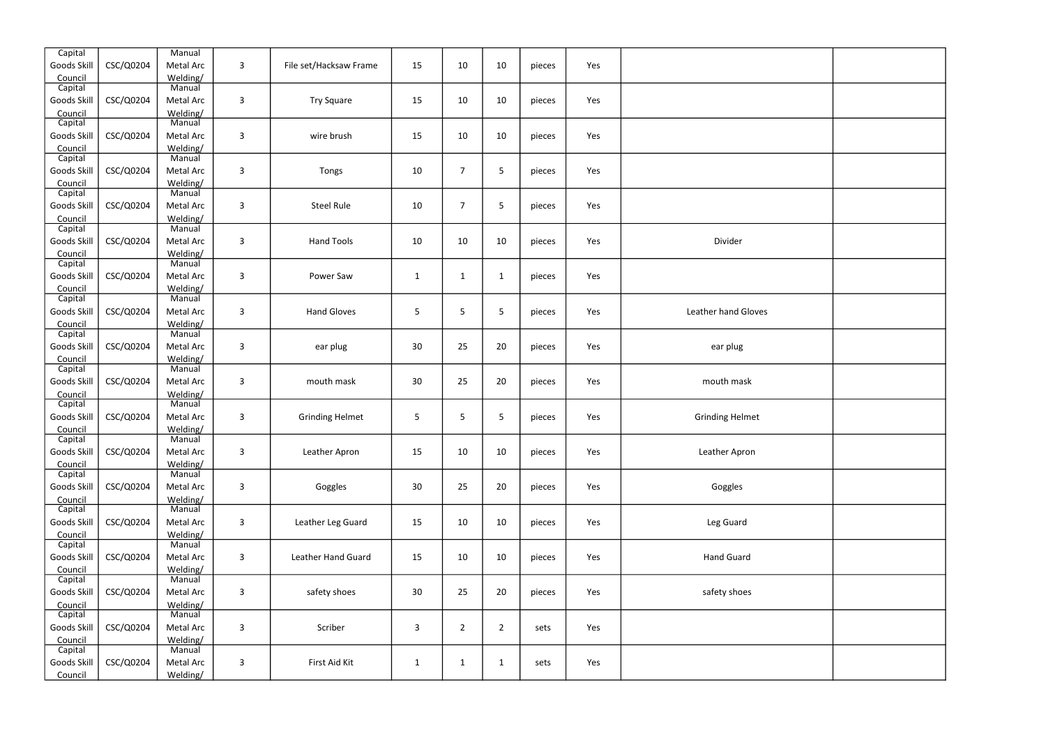| | | | | | | | | | | | |
|---|---|---|---|---|---|---|---|---|---|---|---|
| Capital Goods Skill Council | CSC/Q0204 | Manual Metal Arc Welding/ | 3 | File set/Hacksaw Frame | 15 | 10 | 10 | pieces | Yes | | |
| Capital Goods Skill Council | CSC/Q0204 | Manual Metal Arc Welding/ | 3 | Try Square | 15 | 10 | 10 | pieces | Yes | | |
| Capital Goods Skill Council | CSC/Q0204 | Manual Metal Arc Welding/ | 3 | wire brush | 15 | 10 | 10 | pieces | Yes | | |
| Capital Goods Skill Council | CSC/Q0204 | Manual Metal Arc Welding/ | 3 | Tongs | 10 | 7 | 5 | pieces | Yes | | |
| Capital Goods Skill Council | CSC/Q0204 | Manual Metal Arc Welding/ | 3 | Steel Rule | 10 | 7 | 5 | pieces | Yes | | |
| Capital Goods Skill Council | CSC/Q0204 | Manual Metal Arc Welding/ | 3 | Hand Tools | 10 | 10 | 10 | pieces | Yes | Divider | |
| Capital Goods Skill Council | CSC/Q0204 | Manual Metal Arc Welding/ | 3 | Power Saw | 1 | 1 | 1 | pieces | Yes | | |
| Capital Goods Skill Council | CSC/Q0204 | Manual Metal Arc Welding/ | 3 | Hand Gloves | 5 | 5 | 5 | pieces | Yes | Leather hand Gloves | |
| Capital Goods Skill Council | CSC/Q0204 | Manual Metal Arc Welding/ | 3 | ear plug | 30 | 25 | 20 | pieces | Yes | ear plug | |
| Capital Goods Skill Council | CSC/Q0204 | Manual Metal Arc Welding/ | 3 | mouth mask | 30 | 25 | 20 | pieces | Yes | mouth mask | |
| Capital Goods Skill Council | CSC/Q0204 | Manual Metal Arc Welding/ | 3 | Grinding Helmet | 5 | 5 | 5 | pieces | Yes | Grinding Helmet | |
| Capital Goods Skill Council | CSC/Q0204 | Manual Metal Arc Welding/ | 3 | Leather Apron | 15 | 10 | 10 | pieces | Yes | Leather Apron | |
| Capital Goods Skill Council | CSC/Q0204 | Manual Metal Arc Welding/ | 3 | Goggles | 30 | 25 | 20 | pieces | Yes | Goggles | |
| Capital Goods Skill Council | CSC/Q0204 | Manual Metal Arc Welding/ | 3 | Leather Leg Guard | 15 | 10 | 10 | pieces | Yes | Leg Guard | |
| Capital Goods Skill Council | CSC/Q0204 | Manual Metal Arc Welding/ | 3 | Leather Hand Guard | 15 | 10 | 10 | pieces | Yes | Hand Guard | |
| Capital Goods Skill Council | CSC/Q0204 | Manual Metal Arc Welding/ | 3 | safety shoes | 30 | 25 | 20 | pieces | Yes | safety shoes | |
| Capital Goods Skill Council | CSC/Q0204 | Manual Metal Arc Welding/ | 3 | Scriber | 3 | 2 | 2 | sets | Yes | | |
| Capital Goods Skill Council | CSC/Q0204 | Manual Metal Arc Welding/ | 3 | First Aid Kit | 1 | 1 | 1 | sets | Yes | | |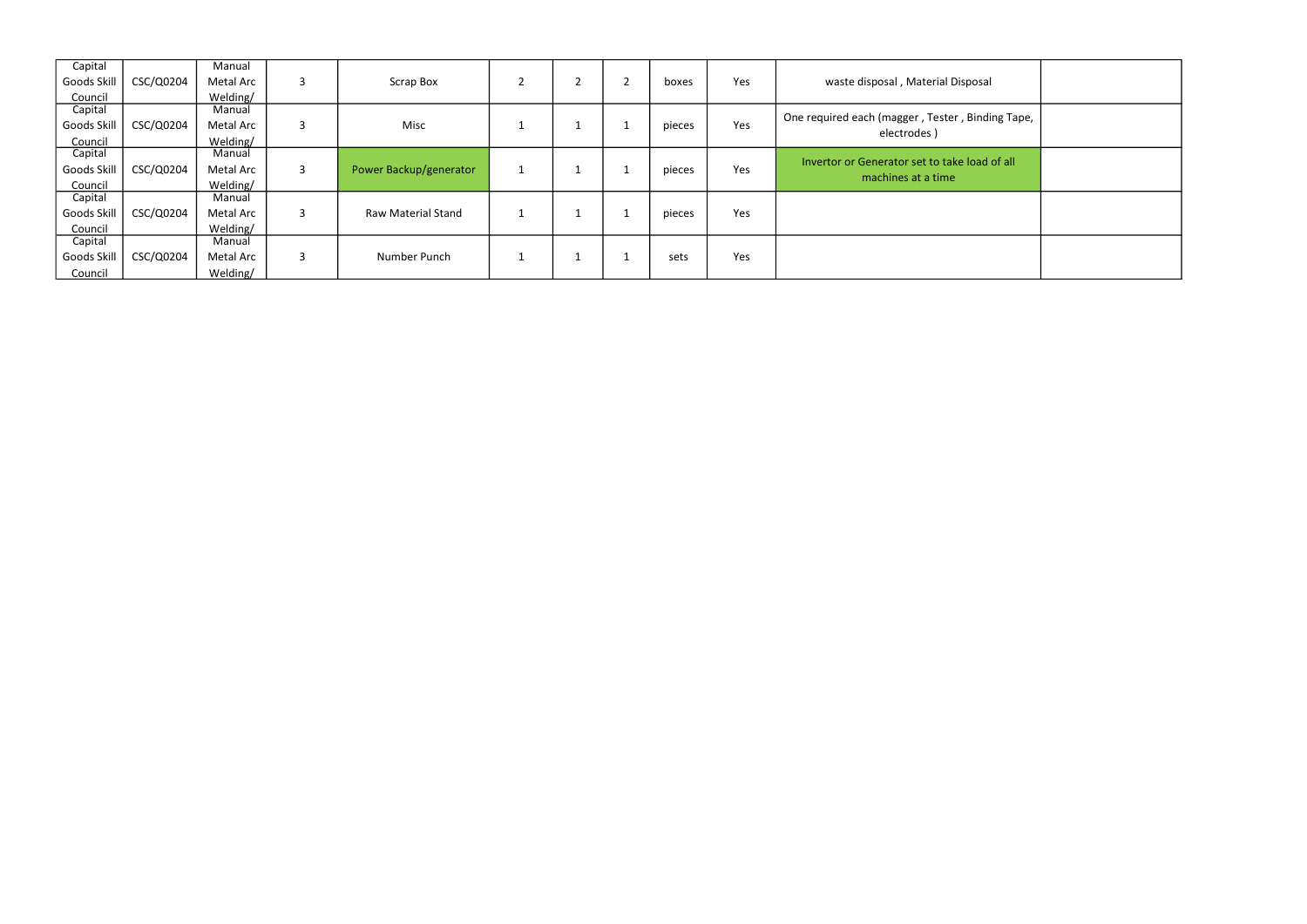| | | | | | | | | | | | |
|---|---|---|---|---|---|---|---|---|---|---|---|
| Capital Goods Skill Council | CSC/Q0204 | Manual Metal Arc Welding/ | 3 | Scrap Box | 2 | 2 | 2 | boxes | Yes | waste disposal , Material Disposal | |
| Capital Goods Skill Council | CSC/Q0204 | Manual Metal Arc Welding/ | 3 | Misc | 1 | 1 | 1 | pieces | Yes | One required each (magger , Tester , Binding Tape, electrodes ) | |
| Capital Goods Skill Council | CSC/Q0204 | Manual Metal Arc Welding/ | 3 | Power Backup/generator | 1 | 1 | 1 | pieces | Yes | Invertor or Generator set to take load of all machines at a time | |
| Capital Goods Skill Council | CSC/Q0204 | Manual Metal Arc Welding/ | 3 | Raw Material Stand | 1 | 1 | 1 | pieces | Yes | | |
| Capital Goods Skill Council | CSC/Q0204 | Manual Metal Arc Welding/ | 3 | Number Punch | 1 | 1 | 1 | sets | Yes | | |